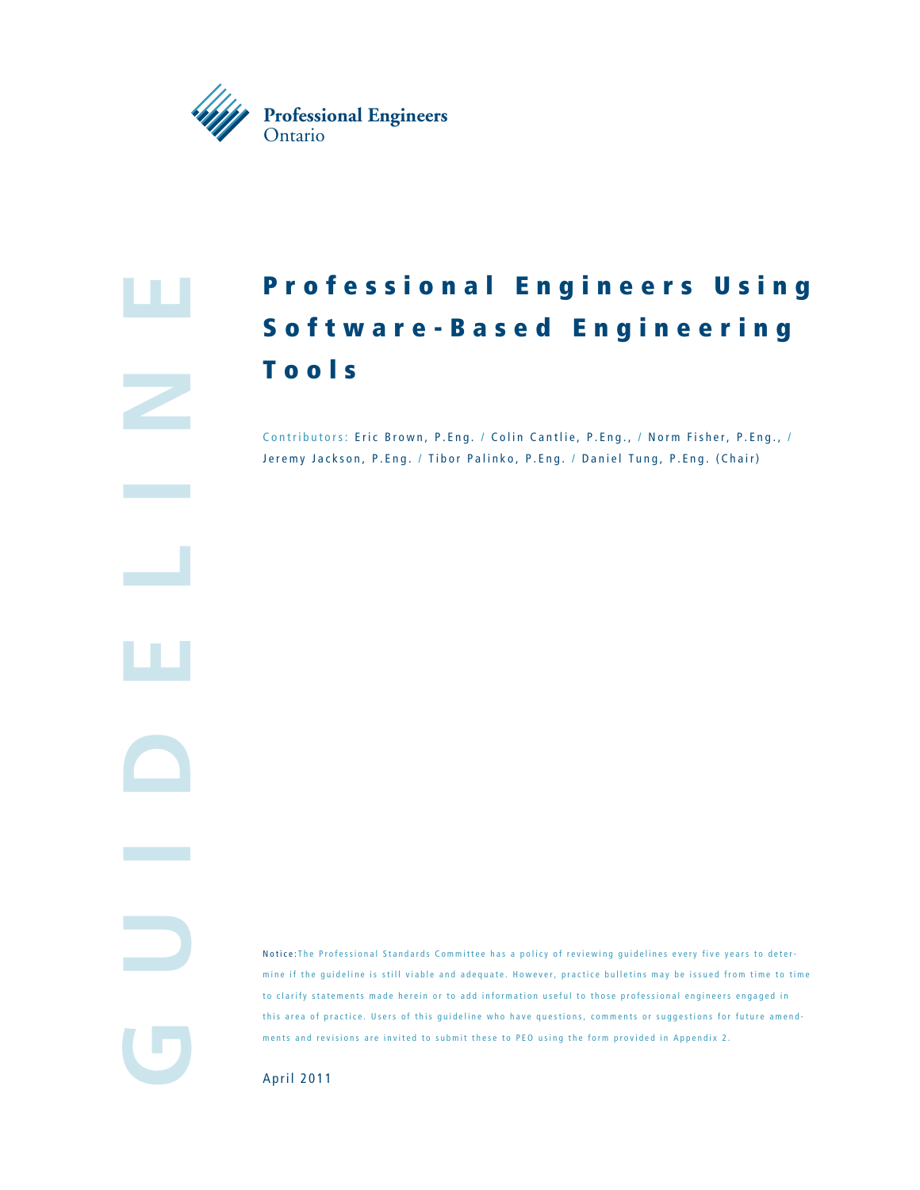Professional Engineers Ontario

GUIDELINE

# Professional Engineers Using Software-Based Engineering Tools

Contributors: Eric Brown, P.Eng. / Colin Cantlie, P.Eng., / Norm Fisher, P.Eng., / Jeremy Jackson, P.Eng. / Tibor Palinko, P.Eng. / Daniel Tung, P.Eng. (Chair)

Notice: The Professional Standards Committee has a policy of reviewing guidelines every five years to determine if the guideline is still viable and adequate. However, practice bulletins may be issued from time to time to clarify statements made herein or to add information useful to those professional engineers engaged in this area of practice. Users of this guideline who have questions, comments or suggestions for future amendments and revisions are invited to submit these to PEO using the form provided in Appendix 2.

April 2011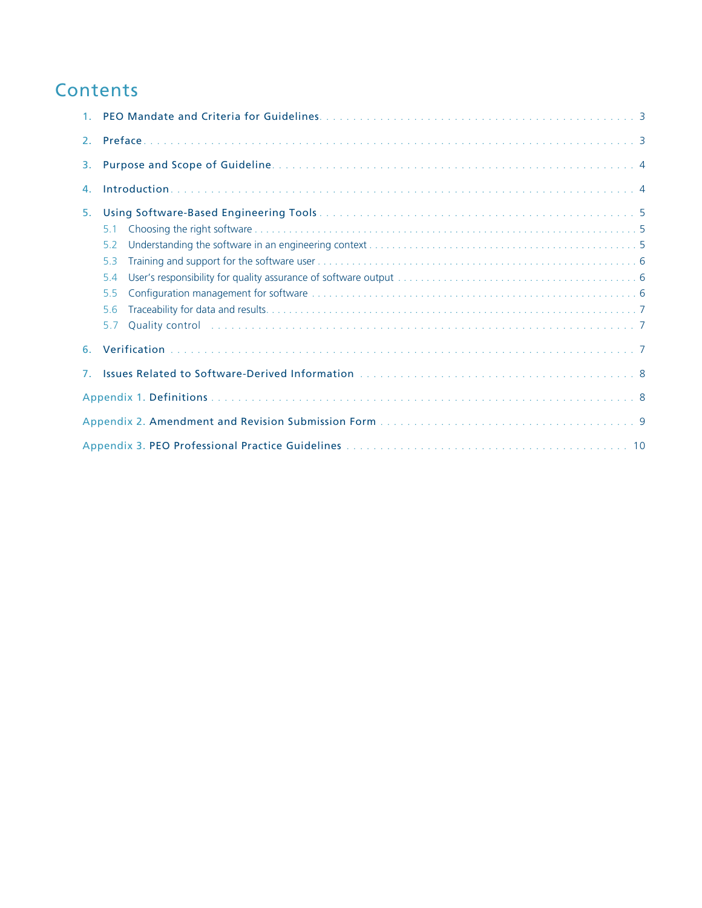# Contents

1. PEO Mandate and Criteria for Guidelines . . . 3
2. Preface . . . 3
3. Purpose and Scope of Guideline . . . 4
4. Introduction . . . 4
5. Using Software-Based Engineering Tools . . . 5
   - 5.1 Choosing the right software . . . 5
   - 5.2 Understanding the software in an engineering context . . . 5
   - 5.3 Training and support for the software user . . . 6
   - 5.4 User's responsibility for quality assurance of software output . . . 6
   - 5.5 Configuration management for software . . . 6
   - 5.6 Traceability for data and results . . . 7
   - 5.7 Quality control . . . 7
6. Verification . . . 7
7. Issues Related to Software-Derived Information . . . 8

Appendix 1. Definitions . . . 8

Appendix 2. Amendment and Revision Submission Form . . . 9

Appendix 3. PEO Professional Practice Guidelines . . . 10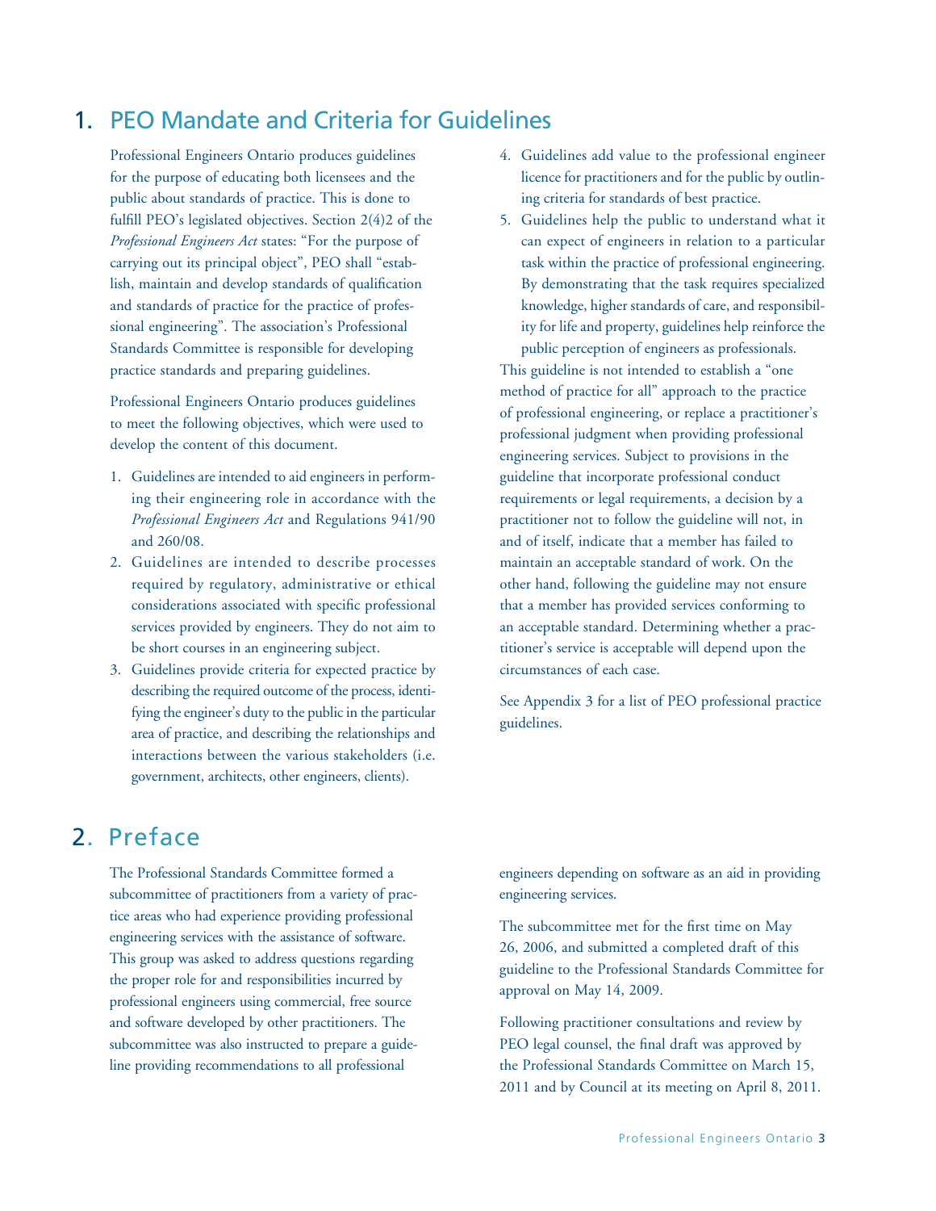# 1. PEO Mandate and Criteria for Guidelines

Professional Engineers Ontario produces guidelines for the purpose of educating both licensees and the public about standards of practice. This is done to fulfill PEO's legislated objectives. Section 2(4)2 of the *Professional Engineers Act* states: "For the purpose of carrying out its principal object", PEO shall "establish, maintain and develop standards of qualification and standards of practice for the practice of professional engineering". The association's Professional Standards Committee is responsible for developing practice standards and preparing guidelines.

Professional Engineers Ontario produces guidelines to meet the following objectives, which were used to develop the content of this document.

1. Guidelines are intended to aid engineers in performing their engineering role in accordance with the *Professional Engineers Act* and Regulations 941/90 and 260/08.
2. Guidelines are intended to describe processes required by regulatory, administrative or ethical considerations associated with specific professional services provided by engineers. They do not aim to be short courses in an engineering subject.
3. Guidelines provide criteria for expected practice by describing the required outcome of the process, identifying the engineer's duty to the public in the particular area of practice, and describing the relationships and interactions between the various stakeholders (i.e. government, architects, other engineers, clients).
4. Guidelines add value to the professional engineer licence for practitioners and for the public by outlining criteria for standards of best practice.
5. Guidelines help the public to understand what it can expect of engineers in relation to a particular task within the practice of professional engineering. By demonstrating that the task requires specialized knowledge, higher standards of care, and responsibility for life and property, guidelines help reinforce the public perception of engineers as professionals.

This guideline is not intended to establish a "one method of practice for all" approach to the practice of professional engineering, or replace a practitioner's professional judgment when providing professional engineering services. Subject to provisions in the guideline that incorporate professional conduct requirements or legal requirements, a decision by a practitioner not to follow the guideline will not, in and of itself, indicate that a member has failed to maintain an acceptable standard of work. On the other hand, following the guideline may not ensure that a member has provided services conforming to an acceptable standard. Determining whether a practitioner's service is acceptable will depend upon the circumstances of each case.

See Appendix 3 for a list of PEO professional practice guidelines.

# 2. Preface

The Professional Standards Committee formed a subcommittee of practitioners from a variety of practice areas who had experience providing professional engineering services with the assistance of software. This group was asked to address questions regarding the proper role for and responsibilities incurred by professional engineers using commercial, free source and software developed by other practitioners. The subcommittee was also instructed to prepare a guideline providing recommendations to all professional engineers depending on software as an aid in providing engineering services.

The subcommittee met for the first time on May 26, 2006, and submitted a completed draft of this guideline to the Professional Standards Committee for approval on May 14, 2009.

Following practitioner consultations and review by PEO legal counsel, the final draft was approved by the Professional Standards Committee on March 15, 2011 and by Council at its meeting on April 8, 2011.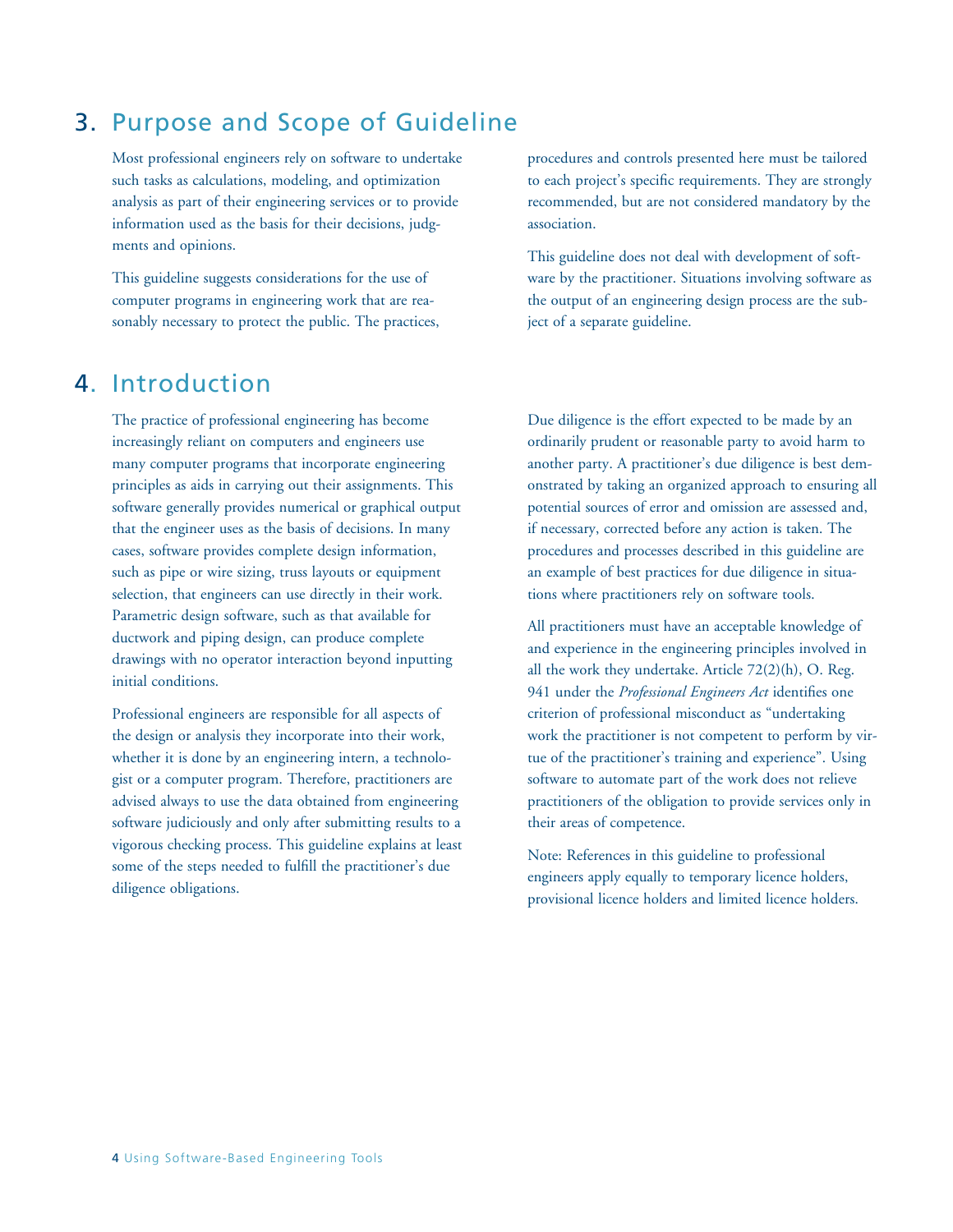## 3. Purpose and Scope of Guideline

Most professional engineers rely on software to undertake such tasks as calculations, modeling, and optimization analysis as part of their engineering services or to provide information used as the basis for their decisions, judgments and opinions.

This guideline suggests considerations for the use of computer programs in engineering work that are reasonably necessary to protect the public. The practices, procedures and controls presented here must be tailored to each project's specific requirements. They are strongly recommended, but are not considered mandatory by the association.

This guideline does not deal with development of software by the practitioner. Situations involving software as the output of an engineering design process are the subject of a separate guideline.

## 4. Introduction

The practice of professional engineering has become increasingly reliant on computers and engineers use many computer programs that incorporate engineering principles as aids in carrying out their assignments. This software generally provides numerical or graphical output that the engineer uses as the basis of decisions. In many cases, software provides complete design information, such as pipe or wire sizing, truss layouts or equipment selection, that engineers can use directly in their work. Parametric design software, such as that available for ductwork and piping design, can produce complete drawings with no operator interaction beyond inputting initial conditions.

Professional engineers are responsible for all aspects of the design or analysis they incorporate into their work, whether it is done by an engineering intern, a technologist or a computer program. Therefore, practitioners are advised always to use the data obtained from engineering software judiciously and only after submitting results to a vigorous checking process. This guideline explains at least some of the steps needed to fulfill the practitioner's due diligence obligations.

Due diligence is the effort expected to be made by an ordinarily prudent or reasonable party to avoid harm to another party. A practitioner's due diligence is best demonstrated by taking an organized approach to ensuring all potential sources of error and omission are assessed and, if necessary, corrected before any action is taken. The procedures and processes described in this guideline are an example of best practices for due diligence in situations where practitioners rely on software tools.

All practitioners must have an acceptable knowledge of and experience in the engineering principles involved in all the work they undertake. Article 72(2)(h), O. Reg. 941 under the *Professional Engineers Act* identifies one criterion of professional misconduct as "undertaking work the practitioner is not competent to perform by virtue of the practitioner's training and experience". Using software to automate part of the work does not relieve practitioners of the obligation to provide services only in their areas of competence.

Note: References in this guideline to professional engineers apply equally to temporary licence holders, provisional licence holders and limited licence holders.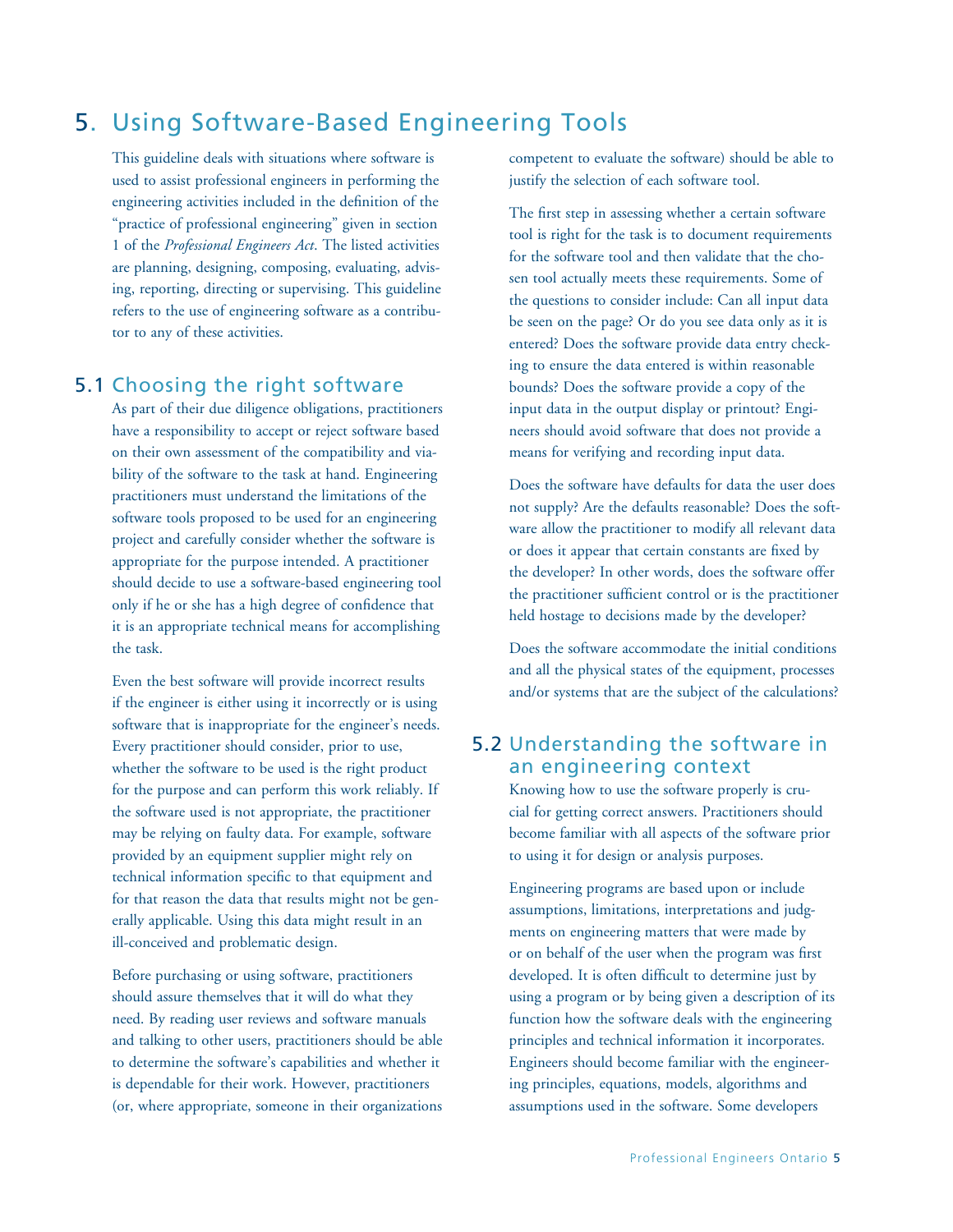# 5. Using Software-Based Engineering Tools

This guideline deals with situations where software is used to assist professional engineers in performing the engineering activities included in the definition of the "practice of professional engineering" given in section 1 of the *Professional Engineers Act*. The listed activities are planning, designing, composing, evaluating, advising, reporting, directing or supervising. This guideline refers to the use of engineering software as a contributor to any of these activities.

## 5.1 Choosing the right software

As part of their due diligence obligations, practitioners have a responsibility to accept or reject software based on their own assessment of the compatibility and viability of the software to the task at hand. Engineering practitioners must understand the limitations of the software tools proposed to be used for an engineering project and carefully consider whether the software is appropriate for the purpose intended. A practitioner should decide to use a software-based engineering tool only if he or she has a high degree of confidence that it is an appropriate technical means for accomplishing the task.

Even the best software will provide incorrect results if the engineer is either using it incorrectly or is using software that is inappropriate for the engineer's needs. Every practitioner should consider, prior to use, whether the software to be used is the right product for the purpose and can perform this work reliably. If the software used is not appropriate, the practitioner may be relying on faulty data. For example, software provided by an equipment supplier might rely on technical information specific to that equipment and for that reason the data that results might not be generally applicable. Using this data might result in an ill-conceived and problematic design.

Before purchasing or using software, practitioners should assure themselves that it will do what they need. By reading user reviews and software manuals and talking to other users, practitioners should be able to determine the software's capabilities and whether it is dependable for their work. However, practitioners (or, where appropriate, someone in their organizations competent to evaluate the software) should be able to justify the selection of each software tool.

The first step in assessing whether a certain software tool is right for the task is to document requirements for the software tool and then validate that the chosen tool actually meets these requirements. Some of the questions to consider include: Can all input data be seen on the page? Or do you see data only as it is entered? Does the software provide data entry checking to ensure the data entered is within reasonable bounds? Does the software provide a copy of the input data in the output display or printout? Engineers should avoid software that does not provide a means for verifying and recording input data.

Does the software have defaults for data the user does not supply? Are the defaults reasonable? Does the software allow the practitioner to modify all relevant data or does it appear that certain constants are fixed by the developer? In other words, does the software offer the practitioner sufficient control or is the practitioner held hostage to decisions made by the developer?

Does the software accommodate the initial conditions and all the physical states of the equipment, processes and/or systems that are the subject of the calculations?

## 5.2 Understanding the software in an engineering context

Knowing how to use the software properly is crucial for getting correct answers. Practitioners should become familiar with all aspects of the software prior to using it for design or analysis purposes.

Engineering programs are based upon or include assumptions, limitations, interpretations and judgments on engineering matters that were made by or on behalf of the user when the program was first developed. It is often difficult to determine just by using a program or by being given a description of its function how the software deals with the engineering principles and technical information it incorporates. Engineers should become familiar with the engineering principles, equations, models, algorithms and assumptions used in the software. Some developers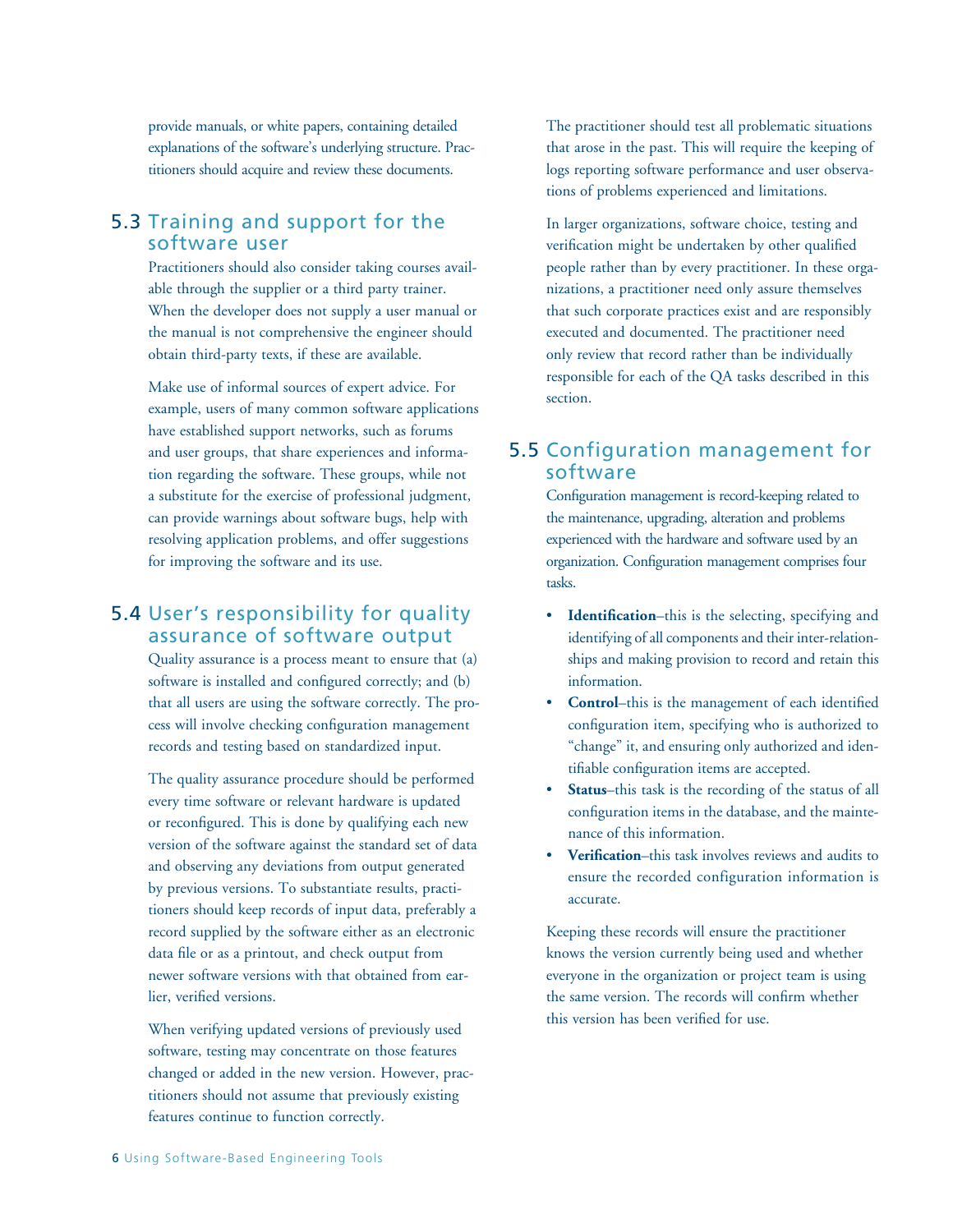provide manuals, or white papers, containing detailed explanations of the software's underlying structure. Practitioners should acquire and review these documents.

## 5.3 Training and support for the software user

Practitioners should also consider taking courses available through the supplier or a third party trainer. When the developer does not supply a user manual or the manual is not comprehensive the engineer should obtain third-party texts, if these are available.

Make use of informal sources of expert advice. For example, users of many common software applications have established support networks, such as forums and user groups, that share experiences and information regarding the software. These groups, while not a substitute for the exercise of professional judgment, can provide warnings about software bugs, help with resolving application problems, and offer suggestions for improving the software and its use.

## 5.4 User's responsibility for quality assurance of software output

Quality assurance is a process meant to ensure that (a) software is installed and configured correctly; and (b) that all users are using the software correctly. The process will involve checking configuration management records and testing based on standardized input.

The quality assurance procedure should be performed every time software or relevant hardware is updated or reconfigured. This is done by qualifying each new version of the software against the standard set of data and observing any deviations from output generated by previous versions. To substantiate results, practitioners should keep records of input data, preferably a record supplied by the software either as an electronic data file or as a printout, and check output from newer software versions with that obtained from earlier, verified versions.

When verifying updated versions of previously used software, testing may concentrate on those features changed or added in the new version. However, practitioners should not assume that previously existing features continue to function correctly.

The practitioner should test all problematic situations that arose in the past. This will require the keeping of logs reporting software performance and user observations of problems experienced and limitations.

In larger organizations, software choice, testing and verification might be undertaken by other qualified people rather than by every practitioner. In these organizations, a practitioner need only assure themselves that such corporate practices exist and are responsibly executed and documented. The practitioner need only review that record rather than be individually responsible for each of the QA tasks described in this section.

## 5.5 Configuration management for software

Configuration management is record-keeping related to the maintenance, upgrading, alteration and problems experienced with the hardware and software used by an organization. Configuration management comprises four tasks.

- **Identification**–this is the selecting, specifying and identifying of all components and their inter-relationships and making provision to record and retain this information.
- **Control**–this is the management of each identified configuration item, specifying who is authorized to "change" it, and ensuring only authorized and identifiable configuration items are accepted.
- **Status**–this task is the recording of the status of all configuration items in the database, and the maintenance of this information.
- **Verification**–this task involves reviews and audits to ensure the recorded configuration information is accurate.

Keeping these records will ensure the practitioner knows the version currently being used and whether everyone in the organization or project team is using the same version. The records will confirm whether this version has been verified for use.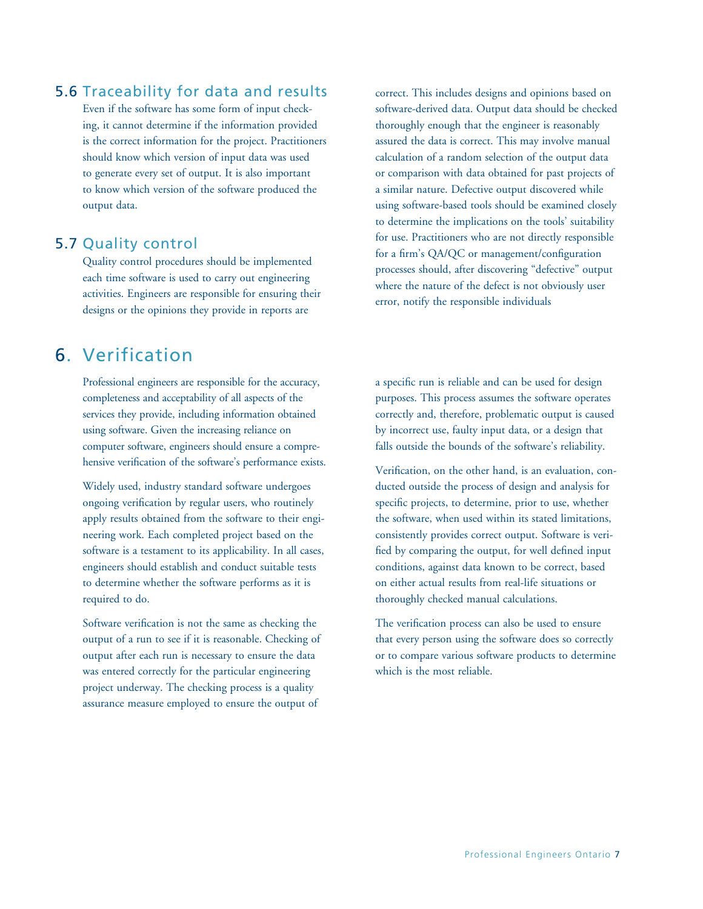### 5.6 Traceability for data and results

Even if the software has some form of input checking, it cannot determine if the information provided is the correct information for the project. Practitioners should know which version of input data was used to generate every set of output. It is also important to know which version of the software produced the output data.

### 5.7 Quality control

Quality control procedures should be implemented each time software is used to carry out engineering activities. Engineers are responsible for ensuring their designs or the opinions they provide in reports are correct. This includes designs and opinions based on software-derived data. Output data should be checked thoroughly enough that the engineer is reasonably assured the data is correct. This may involve manual calculation of a random selection of the output data or comparison with data obtained for past projects of a similar nature. Defective output discovered while using software-based tools should be examined closely to determine the implications on the tools' suitability for use. Practitioners who are not directly responsible for a firm's QA/QC or management/configuration processes should, after discovering "defective" output where the nature of the defect is not obviously user error, notify the responsible individuals

## 6. Verification

Professional engineers are responsible for the accuracy, completeness and acceptability of all aspects of the services they provide, including information obtained using software. Given the increasing reliance on computer software, engineers should ensure a comprehensive verification of the software's performance exists.

Widely used, industry standard software undergoes ongoing verification by regular users, who routinely apply results obtained from the software to their engineering work. Each completed project based on the software is a testament to its applicability. In all cases, engineers should establish and conduct suitable tests to determine whether the software performs as it is required to do.

Software verification is not the same as checking the output of a run to see if it is reasonable. Checking of output after each run is necessary to ensure the data was entered correctly for the particular engineering project underway. The checking process is a quality assurance measure employed to ensure the output of a specific run is reliable and can be used for design purposes. This process assumes the software operates correctly and, therefore, problematic output is caused by incorrect use, faulty input data, or a design that falls outside the bounds of the software's reliability.

Verification, on the other hand, is an evaluation, conducted outside the process of design and analysis for specific projects, to determine, prior to use, whether the software, when used within its stated limitations, consistently provides correct output. Software is verified by comparing the output, for well defined input conditions, against data known to be correct, based on either actual results from real-life situations or thoroughly checked manual calculations.

The verification process can also be used to ensure that every person using the software does so correctly or to compare various software products to determine which is the most reliable.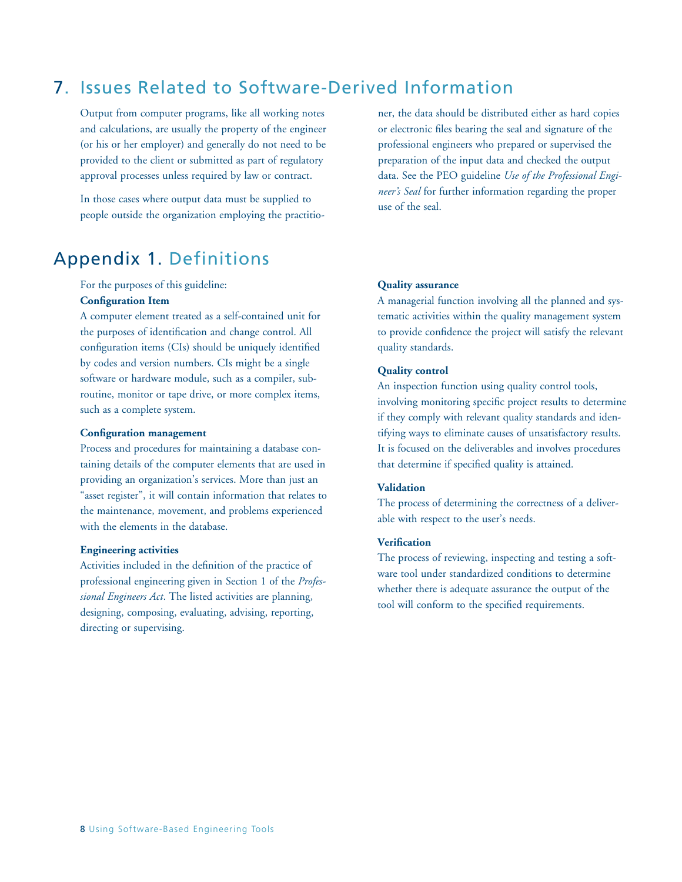## 7. Issues Related to Software-Derived Information

Output from computer programs, like all working notes and calculations, are usually the property of the engineer (or his or her employer) and generally do not need to be provided to the client or submitted as part of regulatory approval processes unless required by law or contract.

In those cases where output data must be supplied to people outside the organization employing the practitioner, the data should be distributed either as hard copies or electronic files bearing the seal and signature of the professional engineers who prepared or supervised the preparation of the input data and checked the output data. See the PEO guideline *Use of the Professional Engineer's Seal* for further information regarding the proper use of the seal.

## Appendix 1. Definitions

For the purposes of this guideline:

**Configuration Item**

A computer element treated as a self-contained unit for the purposes of identification and change control. All configuration items (CIs) should be uniquely identified by codes and version numbers. CIs might be a single software or hardware module, such as a compiler, subroutine, monitor or tape drive, or more complex items, such as a complete system.

**Configuration management**

Process and procedures for maintaining a database containing details of the computer elements that are used in providing an organization's services. More than just an "asset register", it will contain information that relates to the maintenance, movement, and problems experienced with the elements in the database.

**Engineering activities**

Activities included in the definition of the practice of professional engineering given in Section 1 of the *Professional Engineers Act*. The listed activities are planning, designing, composing, evaluating, advising, reporting, directing or supervising.

**Quality assurance**

A managerial function involving all the planned and systematic activities within the quality management system to provide confidence the project will satisfy the relevant quality standards.

**Quality control**

An inspection function using quality control tools, involving monitoring specific project results to determine if they comply with relevant quality standards and identifying ways to eliminate causes of unsatisfactory results. It is focused on the deliverables and involves procedures that determine if specified quality is attained.

**Validation**

The process of determining the correctness of a deliverable with respect to the user's needs.

**Verification**

The process of reviewing, inspecting and testing a software tool under standardized conditions to determine whether there is adequate assurance the output of the tool will conform to the specified requirements.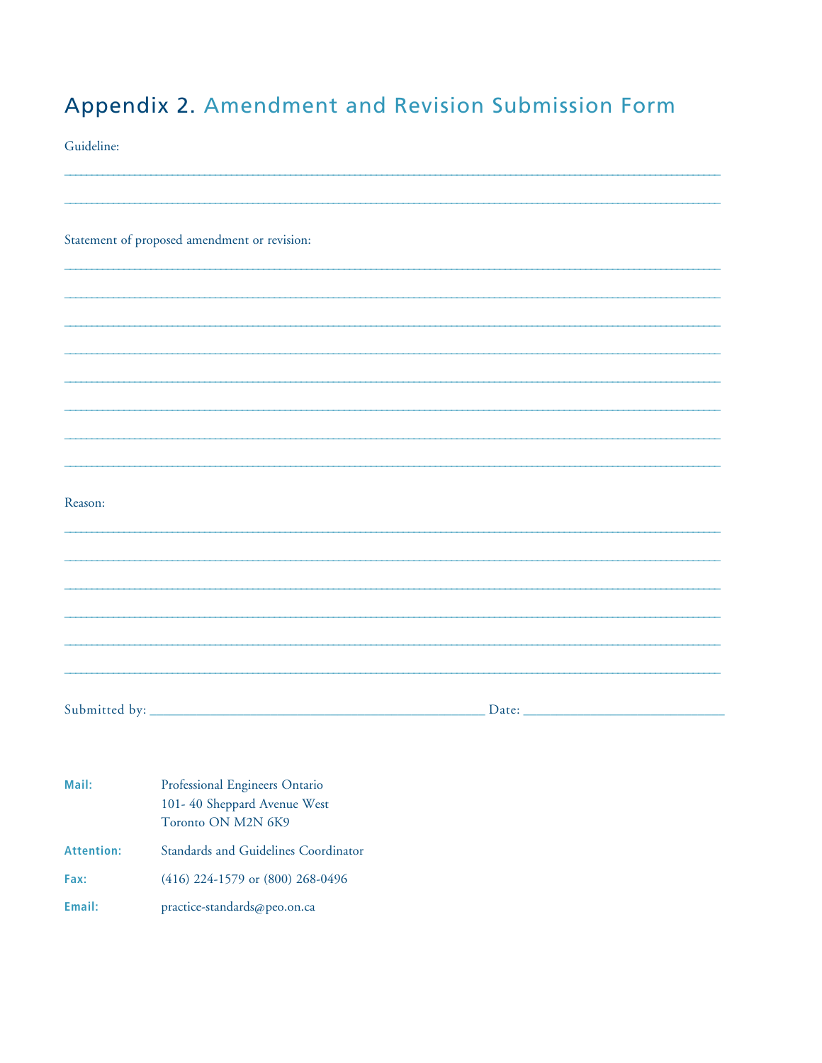# Appendix 2. Amendment and Revision Submission Form

Guideline:

_______________________________________________________________________________

_______________________________________________________________________________

Statement of proposed amendment or revision:

_______________________________________________________________________________

_______________________________________________________________________________

_______________________________________________________________________________

_______________________________________________________________________________

_______________________________________________________________________________

_______________________________________________________________________________

_______________________________________________________________________________

_______________________________________________________________________________

Reason:

_______________________________________________________________________________

_______________________________________________________________________________

_______________________________________________________________________________

_______________________________________________________________________________

_______________________________________________________________________________

_______________________________________________________________________________

Submitted by: ________________________________________ Date: ________________________

**Mail:** Professional Engineers Ontario
101- 40 Sheppard Avenue West
Toronto ON M2N 6K9

**Attention:** Standards and Guidelines Coordinator

**Fax:** (416) 224-1579 or (800) 268-0496

**Email:** practice-standards@peo.on.ca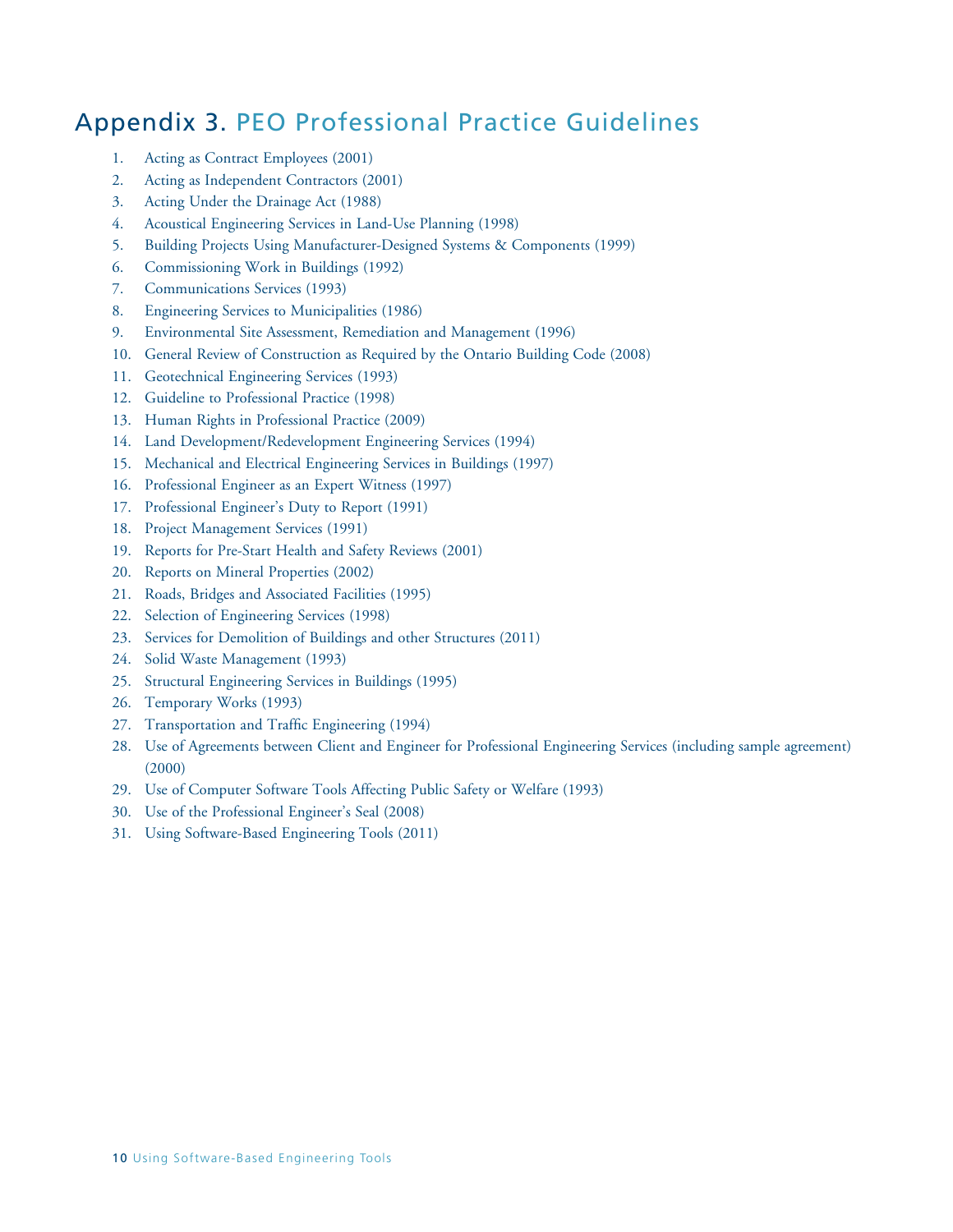# Appendix 3. PEO Professional Practice Guidelines

1. Acting as Contract Employees (2001)
2. Acting as Independent Contractors (2001)
3. Acting Under the Drainage Act (1988)
4. Acoustical Engineering Services in Land-Use Planning (1998)
5. Building Projects Using Manufacturer-Designed Systems & Components (1999)
6. Commissioning Work in Buildings (1992)
7. Communications Services (1993)
8. Engineering Services to Municipalities (1986)
9. Environmental Site Assessment, Remediation and Management (1996)
10. General Review of Construction as Required by the Ontario Building Code (2008)
11. Geotechnical Engineering Services (1993)
12. Guideline to Professional Practice (1998)
13. Human Rights in Professional Practice (2009)
14. Land Development/Redevelopment Engineering Services (1994)
15. Mechanical and Electrical Engineering Services in Buildings (1997)
16. Professional Engineer as an Expert Witness (1997)
17. Professional Engineer's Duty to Report (1991)
18. Project Management Services (1991)
19. Reports for Pre-Start Health and Safety Reviews (2001)
20. Reports on Mineral Properties (2002)
21. Roads, Bridges and Associated Facilities (1995)
22. Selection of Engineering Services (1998)
23. Services for Demolition of Buildings and other Structures (2011)
24. Solid Waste Management (1993)
25. Structural Engineering Services in Buildings (1995)
26. Temporary Works (1993)
27. Transportation and Traffic Engineering (1994)
28. Use of Agreements between Client and Engineer for Professional Engineering Services (including sample agreement) (2000)
29. Use of Computer Software Tools Affecting Public Safety or Welfare (1993)
30. Use of the Professional Engineer's Seal (2008)
31. Using Software-Based Engineering Tools (2011)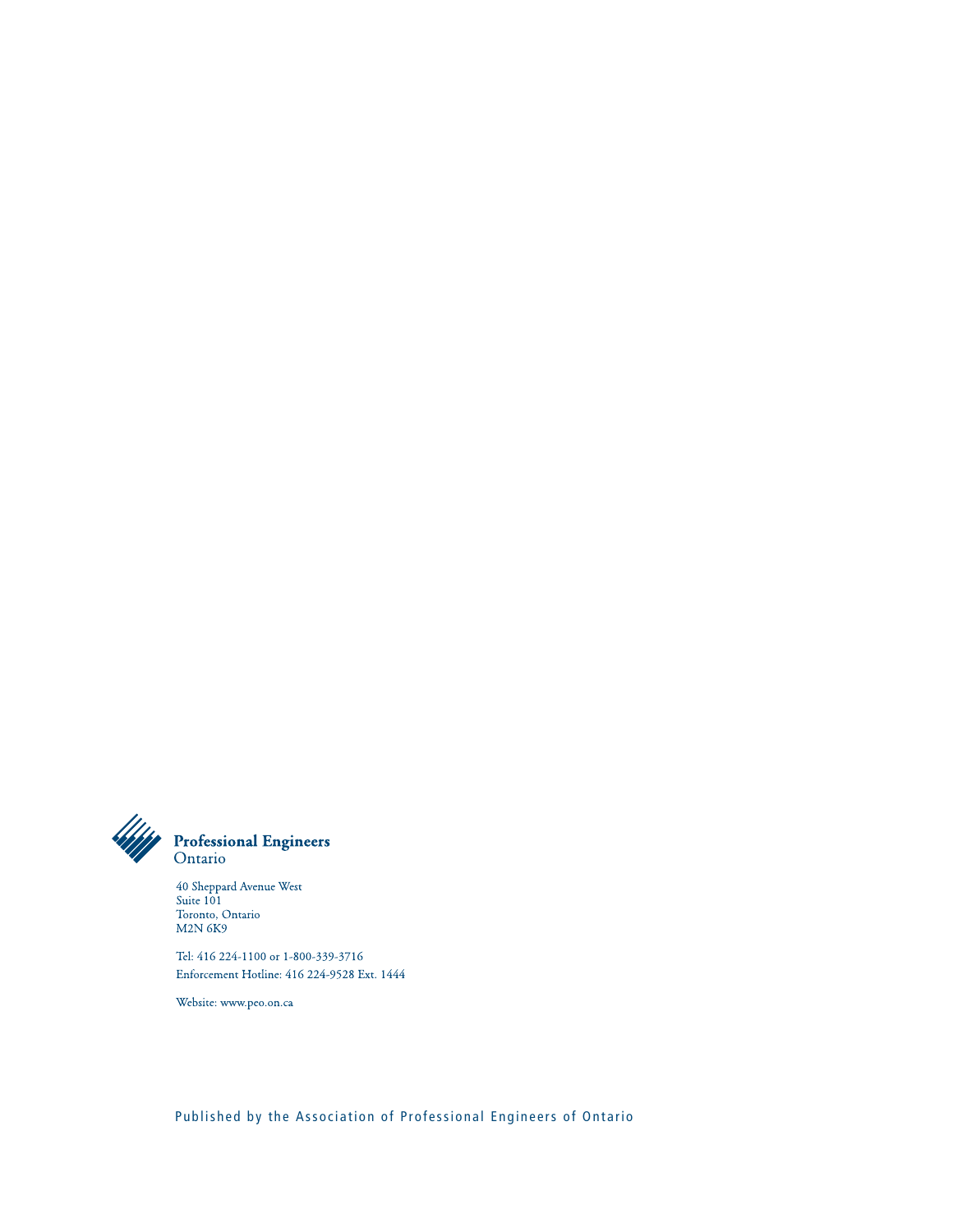**Professional Engineers**
Ontario

40 Sheppard Avenue West
Suite 101
Toronto, Ontario
M2N 6K9

Tel: 416 224-1100 or 1-800-339-3716
Enforcement Hotline: 416 224-9528 Ext. 1444

Website: www.peo.on.ca

Published by the Association of Professional Engineers of Ontario